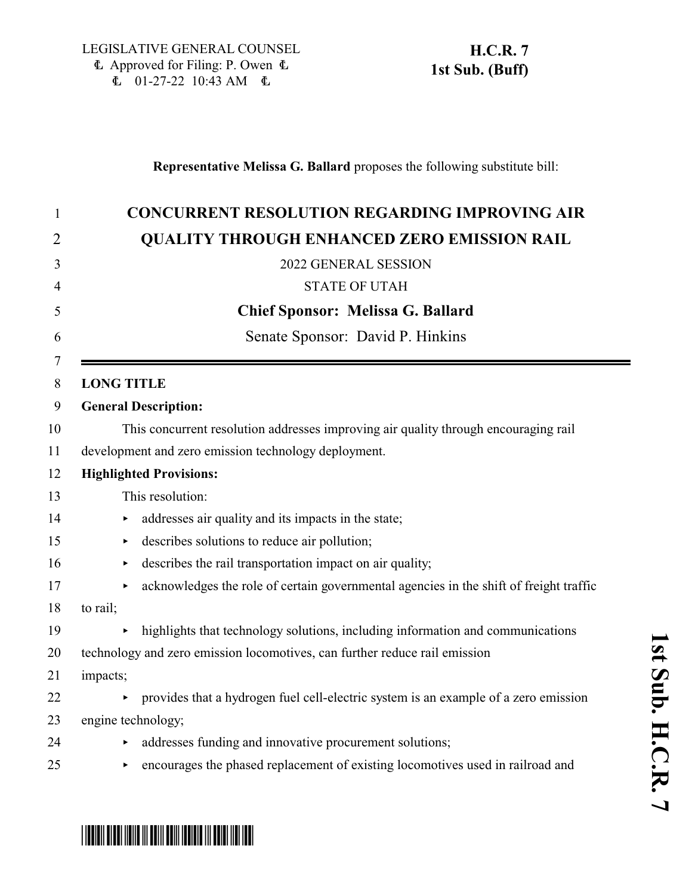LEGISLATIVE GENERAL COUNSEL
Approved for Filing: P. Owen
01-27-22 10:43 AM

**H.C.R. 7**
**1st Sub. (Buff)**

**Representative Melissa G. Ballard** proposes the following substitute bill:

# CONCURRENT RESOLUTION REGARDING IMPROVING AIR QUALITY THROUGH ENHANCED ZERO EMISSION RAIL

2022 GENERAL SESSION

STATE OF UTAH

**Chief Sponsor: Melissa G. Ballard**

Senate Sponsor: David P. Hinkins

**LONG TITLE**

**General Description:**

This concurrent resolution addresses improving air quality through encouraging rail development and zero emission technology deployment.

**Highlighted Provisions:**

This resolution:

- addresses air quality and its impacts in the state;
- describes solutions to reduce air pollution;
- describes the rail transportation impact on air quality;
- acknowledges the role of certain governmental agencies in the shift of freight traffic to rail;
- highlights that technology solutions, including information and communications technology and zero emission locomotives, can further reduce rail emission impacts;
- provides that a hydrogen fuel cell-electric system is an example of a zero emission engine technology;
- addresses funding and innovative procurement solutions;
- encourages the phased replacement of existing locomotives used in railroad and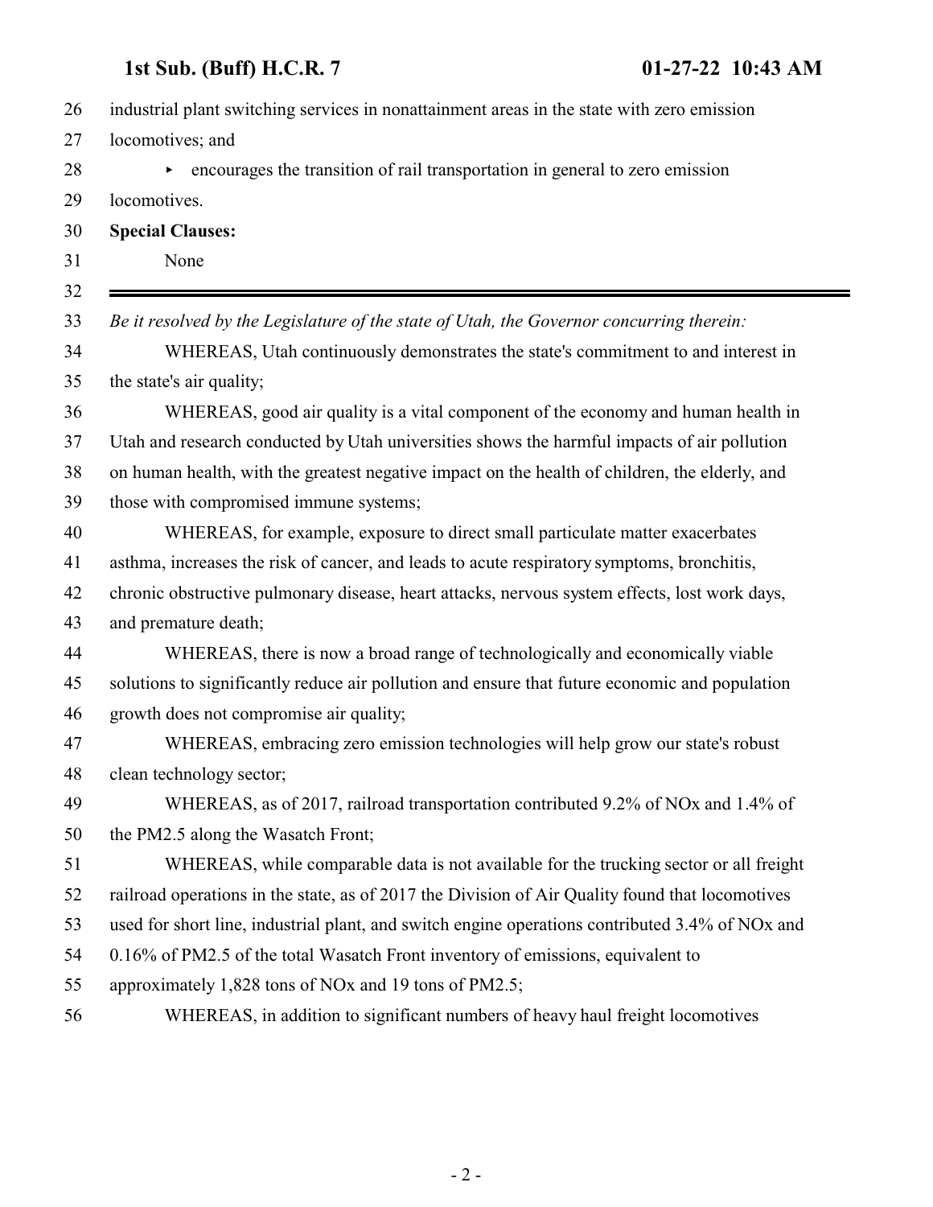industrial plant switching services in nonattainment areas in the state with zero emission locomotives; and

- encourages the transition of rail transportation in general to zero emission locomotives.

**Special Clauses:**

None

---

*Be it resolved by the Legislature of the state of Utah, the Governor concurring therein:*

WHEREAS, Utah continuously demonstrates the state's commitment to and interest in the state's air quality;

WHEREAS, good air quality is a vital component of the economy and human health in Utah and research conducted by Utah universities shows the harmful impacts of air pollution on human health, with the greatest negative impact on the health of children, the elderly, and those with compromised immune systems;

WHEREAS, for example, exposure to direct small particulate matter exacerbates asthma, increases the risk of cancer, and leads to acute respiratory symptoms, bronchitis, chronic obstructive pulmonary disease, heart attacks, nervous system effects, lost work days, and premature death;

WHEREAS, there is now a broad range of technologically and economically viable solutions to significantly reduce air pollution and ensure that future economic and population growth does not compromise air quality;

WHEREAS, embracing zero emission technologies will help grow our state's robust clean technology sector;

WHEREAS, as of 2017, railroad transportation contributed 9.2% of $NO_x$ and 1.4% of the $PM_{2.5}$ along the Wasatch Front;

WHEREAS, while comparable data is not available for the trucking sector or all freight railroad operations in the state, as of 2017 the Division of Air Quality found that locomotives used for short line, industrial plant, and switch engine operations contributed 3.4% of $NO_x$ and 0.16% of $PM_{2.5}$ of the total Wasatch Front inventory of emissions, equivalent to approximately 1,828 tons of $NO_x$ and 19 tons of $PM_{2.5}$;

WHEREAS, in addition to significant numbers of heavy haul freight locomotives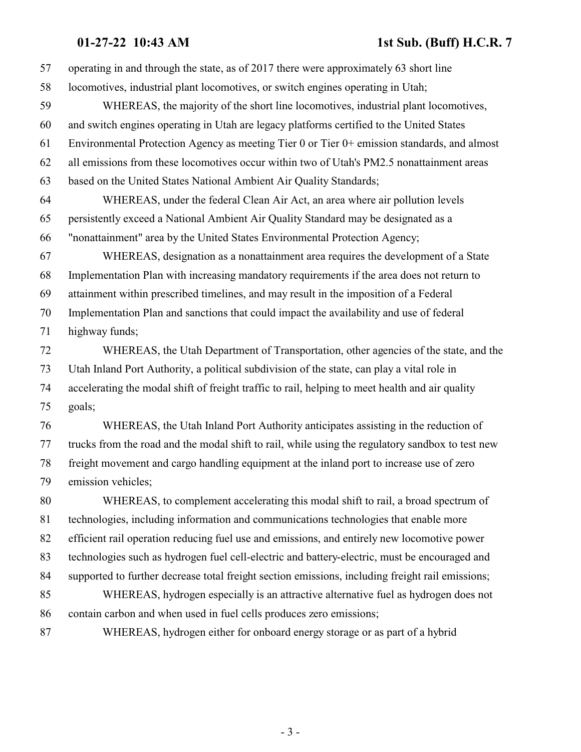operating in and through the state, as of 2017 there were approximately 63 short line locomotives, industrial plant locomotives, or switch engines operating in Utah;

WHEREAS, the majority of the short line locomotives, industrial plant locomotives, and switch engines operating in Utah are legacy platforms certified to the United States Environmental Protection Agency as meeting Tier 0 or Tier 0+ emission standards, and almost all emissions from these locomotives occur within two of Utah's PM2.5 nonattainment areas based on the United States National Ambient Air Quality Standards;

WHEREAS, under the federal Clean Air Act, an area where air pollution levels persistently exceed a National Ambient Air Quality Standard may be designated as a "nonattainment" area by the United States Environmental Protection Agency;

WHEREAS, designation as a nonattainment area requires the development of a State Implementation Plan with increasing mandatory requirements if the area does not return to attainment within prescribed timelines, and may result in the imposition of a Federal Implementation Plan and sanctions that could impact the availability and use of federal highway funds;

WHEREAS, the Utah Department of Transportation, other agencies of the state, and the Utah Inland Port Authority, a political subdivision of the state, can play a vital role in accelerating the modal shift of freight traffic to rail, helping to meet health and air quality goals;

WHEREAS, the Utah Inland Port Authority anticipates assisting in the reduction of trucks from the road and the modal shift to rail, while using the regulatory sandbox to test new freight movement and cargo handling equipment at the inland port to increase use of zero emission vehicles;

WHEREAS, to complement accelerating this modal shift to rail, a broad spectrum of technologies, including information and communications technologies that enable more efficient rail operation reducing fuel use and emissions, and entirely new locomotive power technologies such as hydrogen fuel cell-electric and battery-electric, must be encouraged and supported to further decrease total freight section emissions, including freight rail emissions;

WHEREAS, hydrogen especially is an attractive alternative fuel as hydrogen does not contain carbon and when used in fuel cells produces zero emissions;

WHEREAS, hydrogen either for onboard energy storage or as part of a hybrid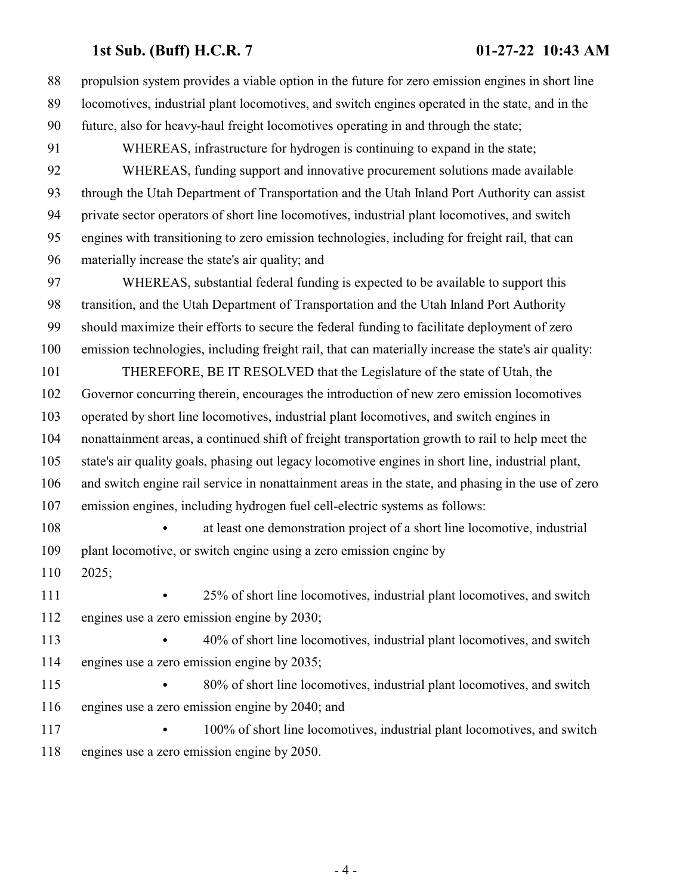propulsion system provides a viable option in the future for zero emission engines in short line locomotives, industrial plant locomotives, and switch engines operated in the state, and in the future, also for heavy-haul freight locomotives operating in and through the state;

WHEREAS, infrastructure for hydrogen is continuing to expand in the state;

WHEREAS, funding support and innovative procurement solutions made available through the Utah Department of Transportation and the Utah Inland Port Authority can assist private sector operators of short line locomotives, industrial plant locomotives, and switch engines with transitioning to zero emission technologies, including for freight rail, that can materially increase the state's air quality; and

WHEREAS, substantial federal funding is expected to be available to support this transition, and the Utah Department of Transportation and the Utah Inland Port Authority should maximize their efforts to secure the federal funding to facilitate deployment of zero emission technologies, including freight rail, that can materially increase the state's air quality:

THEREFORE, BE IT RESOLVED that the Legislature of the state of Utah, the Governor concurring therein, encourages the introduction of new zero emission locomotives operated by short line locomotives, industrial plant locomotives, and switch engines in nonattainment areas, a continued shift of freight transportation growth to rail to help meet the state's air quality goals, phasing out legacy locomotive engines in short line, industrial plant, and switch engine rail service in nonattainment areas in the state, and phasing in the use of zero emission engines, including hydrogen fuel cell-electric systems as follows:

- at least one demonstration project of a short line locomotive, industrial plant locomotive, or switch engine using a zero emission engine by 2025;
- 25% of short line locomotives, industrial plant locomotives, and switch engines use a zero emission engine by 2030;
- 40% of short line locomotives, industrial plant locomotives, and switch engines use a zero emission engine by 2035;
- 80% of short line locomotives, industrial plant locomotives, and switch engines use a zero emission engine by 2040; and
- 100% of short line locomotives, industrial plant locomotives, and switch engines use a zero emission engine by 2050.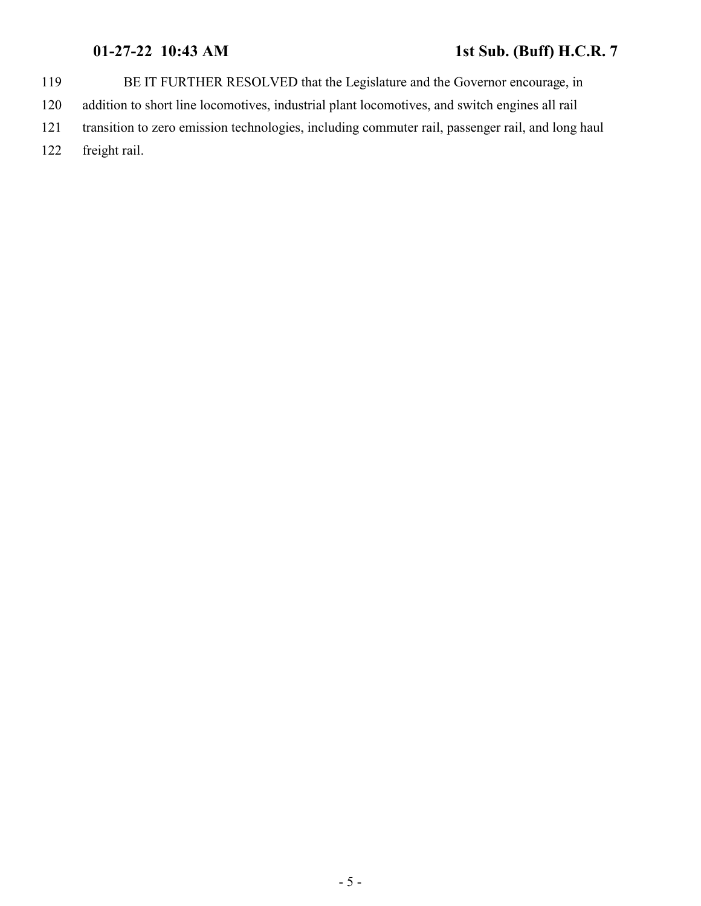BE IT FURTHER RESOLVED that the Legislature and the Governor encourage, in addition to short line locomotives, industrial plant locomotives, and switch engines all rail transition to zero emission technologies, including commuter rail, passenger rail, and long haul freight rail.